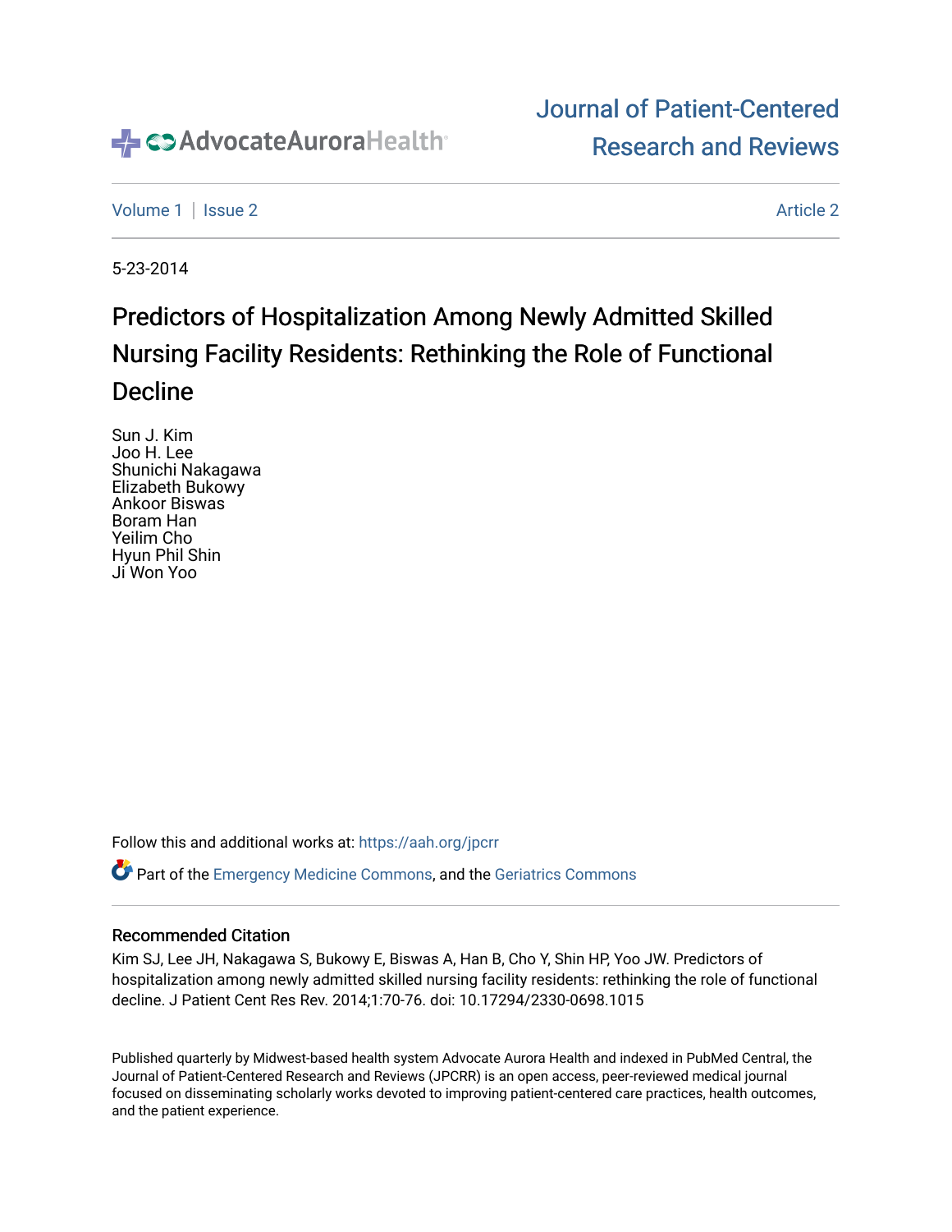AdvocateAuroraHealth

Journal of Patient-Centered Research and Reviews

Volume 1 | Issue 2 | Article 2

5-23-2014

# Predictors of Hospitalization Among Newly Admitted Skilled Nursing Facility Residents: Rethinking the Role of Functional Decline

Sun J. Kim
Joo H. Lee
Shunichi Nakagawa
Elizabeth Bukowy
Ankoor Biswas
Boram Han
Yeilim Cho
Hyun Phil Shin
Ji Won Yoo

Follow this and additional works at: https://aah.org/jpcrr

Part of the Emergency Medicine Commons, and the Geriatrics Commons

### Recommended Citation

Kim SJ, Lee JH, Nakagawa S, Bukowy E, Biswas A, Han B, Cho Y, Shin HP, Yoo JW. Predictors of hospitalization among newly admitted skilled nursing facility residents: rethinking the role of functional decline. J Patient Cent Res Rev. 2014;1:70-76. doi: 10.17294/2330-0698.1015

Published quarterly by Midwest-based health system Advocate Aurora Health and indexed in PubMed Central, the Journal of Patient-Centered Research and Reviews (JPCRR) is an open access, peer-reviewed medical journal focused on disseminating scholarly works devoted to improving patient-centered care practices, health outcomes, and the patient experience.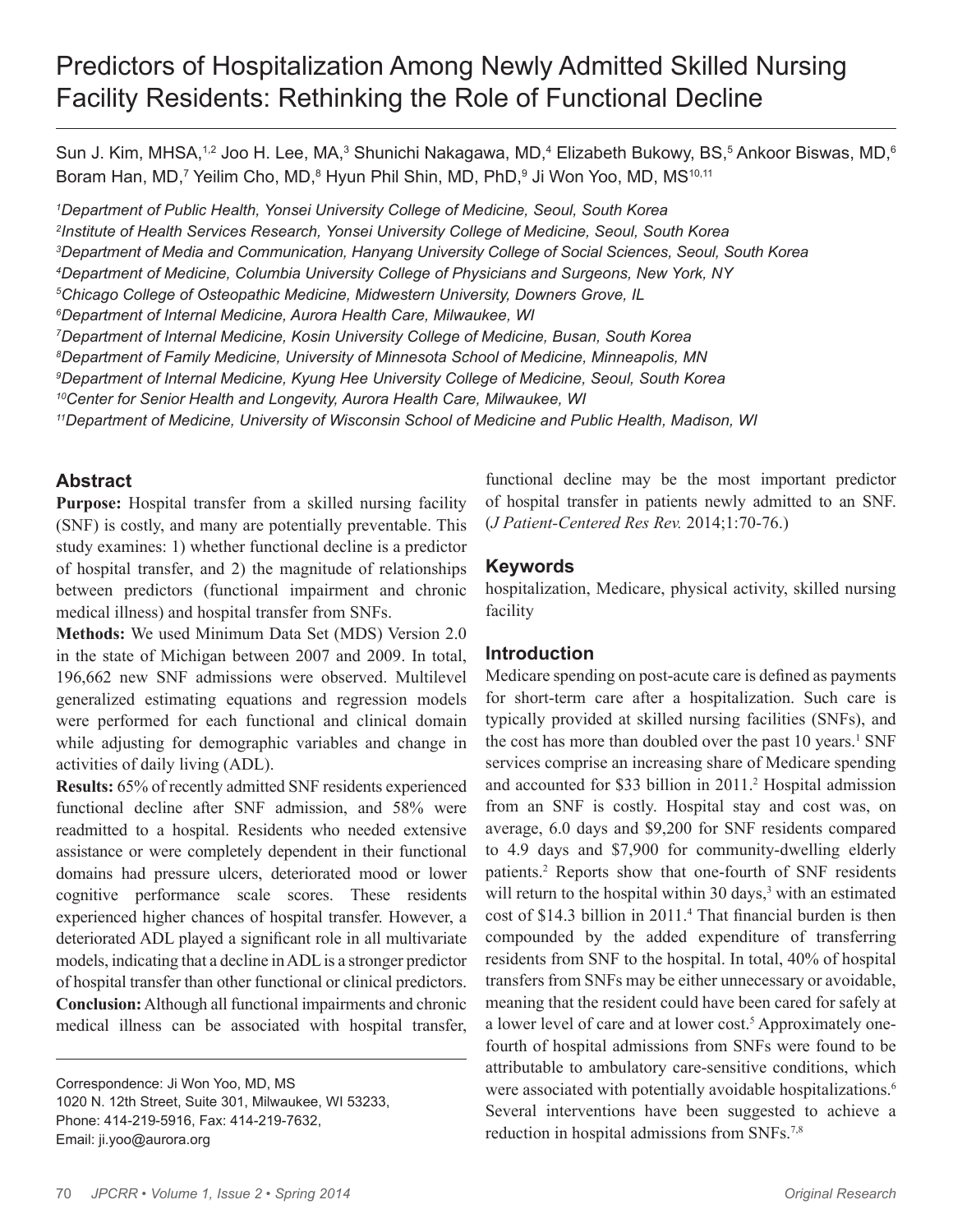# Predictors of Hospitalization Among Newly Admitted Skilled Nursing Facility Residents: Rethinking the Role of Functional Decline

Sun J. Kim, MHSA,[1,2] Joo H. Lee, MA,[3] Shunichi Nakagawa, MD,[4] Elizabeth Bukowy, BS,[5] Ankoor Biswas, MD,[6] Boram Han, MD,[7] Yeilim Cho, MD,[8] Hyun Phil Shin, MD, PhD,[9] Ji Won Yoo, MD, MS[10,11]

*[1]Department of Public Health, Yonsei University College of Medicine, Seoul, South Korea*
*[2]Institute of Health Services Research, Yonsei University College of Medicine, Seoul, South Korea*
*[3]Department of Media and Communication, Hanyang University College of Social Sciences, Seoul, South Korea*
*[4]Department of Medicine, Columbia University College of Physicians and Surgeons, New York, NY*
*[5]Chicago College of Osteopathic Medicine, Midwestern University, Downers Grove, IL*
*[6]Department of Internal Medicine, Aurora Health Care, Milwaukee, WI*
*[7]Department of Internal Medicine, Kosin University College of Medicine, Busan, South Korea*
*[8]Department of Family Medicine, University of Minnesota School of Medicine, Minneapolis, MN*
*[9]Department of Internal Medicine, Kyung Hee University College of Medicine, Seoul, South Korea*
*[10]Center for Senior Health and Longevity, Aurora Health Care, Milwaukee, WI*
*[11]Department of Medicine, University of Wisconsin School of Medicine and Public Health, Madison, WI*

## Abstract

**Purpose:** Hospital transfer from a skilled nursing facility (SNF) is costly, and many are potentially preventable. This study examines: 1) whether functional decline is a predictor of hospital transfer, and 2) the magnitude of relationships between predictors (functional impairment and chronic medical illness) and hospital transfer from SNFs.

**Methods:** We used Minimum Data Set (MDS) Version 2.0 in the state of Michigan between 2007 and 2009. In total, 196,662 new SNF admissions were observed. Multilevel generalized estimating equations and regression models were performed for each functional and clinical domain while adjusting for demographic variables and change in activities of daily living (ADL).

**Results:** 65% of recently admitted SNF residents experienced functional decline after SNF admission, and 58% were readmitted to a hospital. Residents who needed extensive assistance or were completely dependent in their functional domains had pressure ulcers, deteriorated mood or lower cognitive performance scale scores. These residents experienced higher chances of hospital transfer. However, a deteriorated ADL played a significant role in all multivariate models, indicating that a decline in ADL is a stronger predictor of hospital transfer than other functional or clinical predictors.

**Conclusion:** Although all functional impairments and chronic medical illness can be associated with hospital transfer, functional decline may be the most important predictor of hospital transfer in patients newly admitted to an SNF. (*J Patient-Centered Res Rev.* 2014;1:70-76.)

Correspondence: Ji Won Yoo, MD, MS
1020 N. 12th Street, Suite 301, Milwaukee, WI 53233,
Phone: 414-219-5916, Fax: 414-219-7632,
Email: ji.yoo@aurora.org

## Keywords

hospitalization, Medicare, physical activity, skilled nursing facility

## Introduction

Medicare spending on post-acute care is defined as payments for short-term care after a hospitalization. Such care is typically provided at skilled nursing facilities (SNFs), and the cost has more than doubled over the past 10 years.[1] SNF services comprise an increasing share of Medicare spending and accounted for $33 billion in 2011.[2] Hospital admission from an SNF is costly. Hospital stay and cost was, on average, 6.0 days and $9,200 for SNF residents compared to 4.9 days and $7,900 for community-dwelling elderly patients.[2] Reports show that one-fourth of SNF residents will return to the hospital within 30 days,[3] with an estimated cost of $14.3 billion in 2011.[4] That financial burden is then compounded by the added expenditure of transferring residents from SNF to the hospital. In total, 40% of hospital transfers from SNFs may be either unnecessary or avoidable, meaning that the resident could have been cared for safely at a lower level of care and at lower cost.[5] Approximately one-fourth of hospital admissions from SNFs were found to be attributable to ambulatory care-sensitive conditions, which were associated with potentially avoidable hospitalizations.[6] Several interventions have been suggested to achieve a reduction in hospital admissions from SNFs.[7,8]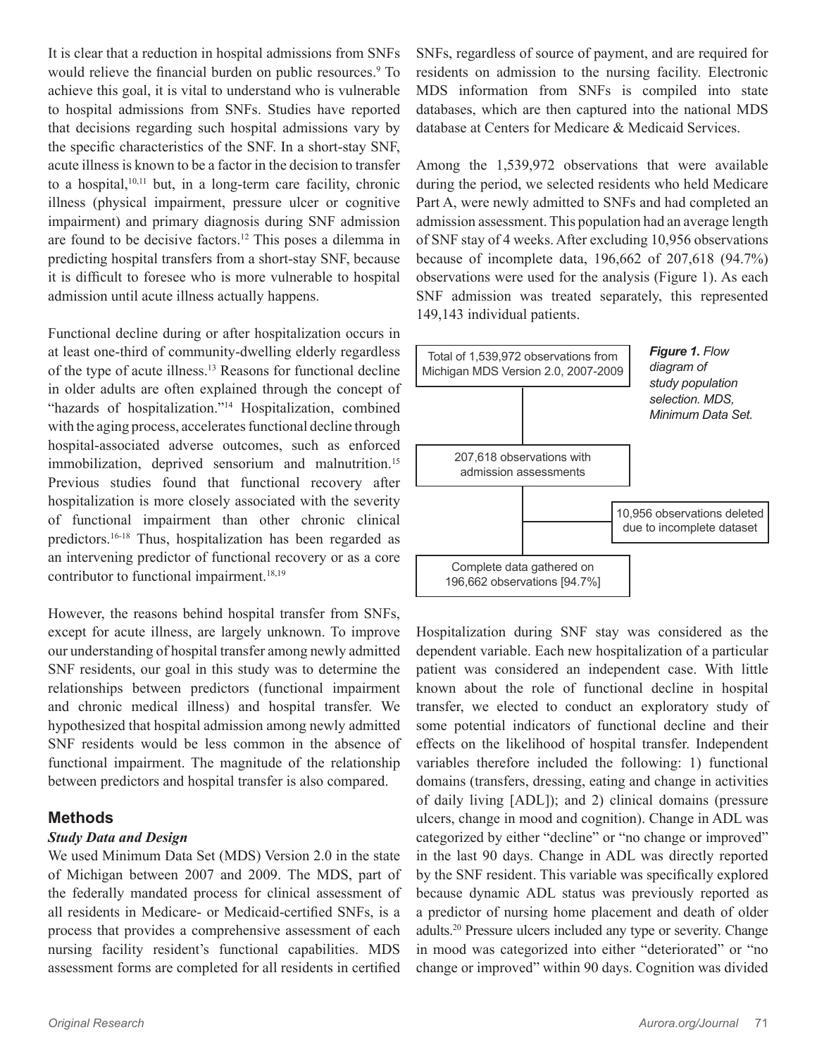It is clear that a reduction in hospital admissions from SNFs would relieve the financial burden on public resources.[9] To achieve this goal, it is vital to understand who is vulnerable to hospital admissions from SNFs. Studies have reported that decisions regarding such hospital admissions vary by the specific characteristics of the SNF. In a short-stay SNF, acute illness is known to be a factor in the decision to transfer to a hospital,[10,11] but, in a long-term care facility, chronic illness (physical impairment, pressure ulcer or cognitive impairment) and primary diagnosis during SNF admission are found to be decisive factors.[12] This poses a dilemma in predicting hospital transfers from a short-stay SNF, because it is difficult to foresee who is more vulnerable to hospital admission until acute illness actually happens.

Functional decline during or after hospitalization occurs in at least one-third of community-dwelling elderly regardless of the type of acute illness.[13] Reasons for functional decline in older adults are often explained through the concept of "hazards of hospitalization."[14] Hospitalization, combined with the aging process, accelerates functional decline through hospital-associated adverse outcomes, such as enforced immobilization, deprived sensorium and malnutrition.[15] Previous studies found that functional recovery after hospitalization is more closely associated with the severity of functional impairment than other chronic clinical predictors.[16-18] Thus, hospitalization has been regarded as an intervening predictor of functional recovery or as a core contributor to functional impairment.[18,19]

However, the reasons behind hospital transfer from SNFs, except for acute illness, are largely unknown. To improve our understanding of hospital transfer among newly admitted SNF residents, our goal in this study was to determine the relationships between predictors (functional impairment and chronic medical illness) and hospital transfer. We hypothesized that hospital admission among newly admitted SNF residents would be less common in the absence of functional impairment. The magnitude of the relationship between predictors and hospital transfer is also compared.

## Methods

### *Study Data and Design*

We used Minimum Data Set (MDS) Version 2.0 in the state of Michigan between 2007 and 2009. The MDS, part of the federally mandated process for clinical assessment of all residents in Medicare- or Medicaid-certified SNFs, is a process that provides a comprehensive assessment of each nursing facility resident's functional capabilities. MDS assessment forms are completed for all residents in certified SNFs, regardless of source of payment, and are required for residents on admission to the nursing facility. Electronic MDS information from SNFs is compiled into state databases, which are then captured into the national MDS database at Centers for Medicare & Medicaid Services.

Among the 1,539,972 observations that were available during the period, we selected residents who held Medicare Part A, were newly admitted to SNFs and had completed an admission assessment. This population had an average length of SNF stay of 4 weeks. After excluding 10,956 observations because of incomplete data, 196,662 of 207,618 (94.7%) observations were used for the analysis (Figure 1). As each SNF admission was treated separately, this represented 149,143 individual patients.

Total of 1,539,972 observations from Michigan MDS Version 2.0, 2007-2009

207,618 observations with admission assessments

10,956 observations deleted due to incomplete dataset

Complete data gathered on 196,662 observations [94.7%]

***Figure 1.*** *Flow diagram of study population selection. MDS, Minimum Data Set.*

Hospitalization during SNF stay was considered as the dependent variable. Each new hospitalization of a particular patient was considered an independent case. With little known about the role of functional decline in hospital transfer, we elected to conduct an exploratory study of some potential indicators of functional decline and their effects on the likelihood of hospital transfer. Independent variables therefore included the following: 1) functional domains (transfers, dressing, eating and change in activities of daily living [ADL]); and 2) clinical domains (pressure ulcers, change in mood and cognition). Change in ADL was categorized by either "decline" or "no change or improved" in the last 90 days. Change in ADL was directly reported by the SNF resident. This variable was specifically explored because dynamic ADL status was previously reported as a predictor of nursing home placement and death of older adults.[20] Pressure ulcers included any type or severity. Change in mood was categorized into either "deteriorated" or "no change or improved" within 90 days. Cognition was divided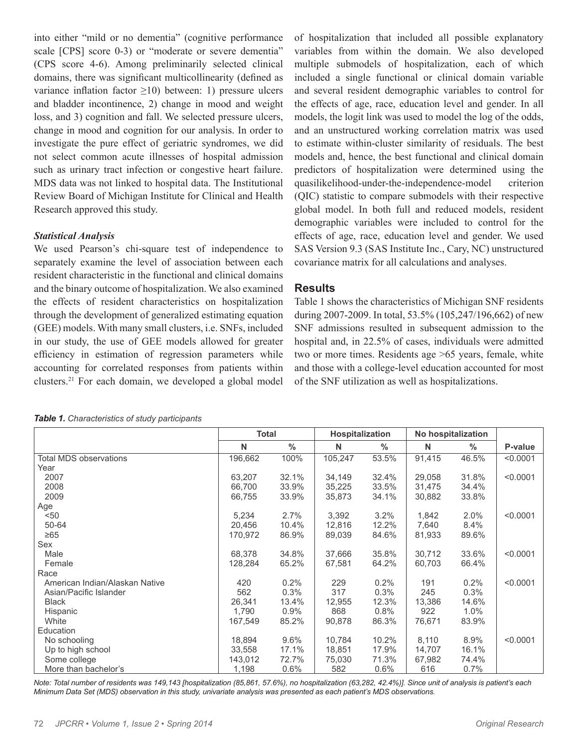into either "mild or no dementia" (cognitive performance scale [CPS] score 0-3) or "moderate or severe dementia" (CPS score 4-6). Among preliminarily selected clinical domains, there was significant multicollinearity (defined as variance inflation factor ≥10) between: 1) pressure ulcers and bladder incontinence, 2) change in mood and weight loss, and 3) cognition and fall. We selected pressure ulcers, change in mood and cognition for our analysis. In order to investigate the pure effect of geriatric syndromes, we did not select common acute illnesses of hospital admission such as urinary tract infection or congestive heart failure. MDS data was not linked to hospital data. The Institutional Review Board of Michigan Institute for Clinical and Health Research approved this study.

### *Statistical Analysis*

We used Pearson's chi-square test of independence to separately examine the level of association between each resident characteristic in the functional and clinical domains and the binary outcome of hospitalization. We also examined the effects of resident characteristics on hospitalization through the development of generalized estimating equation (GEE) models. With many small clusters, i.e. SNFs, included in our study, the use of GEE models allowed for greater efficiency in estimation of regression parameters while accounting for correlated responses from patients within clusters.[21] For each domain, we developed a global model of hospitalization that included all possible explanatory variables from within the domain. We also developed multiple submodels of hospitalization, each of which included a single functional or clinical domain variable and several resident demographic variables to control for the effects of age, race, education level and gender. In all models, the logit link was used to model the log of the odds, and an unstructured working correlation matrix was used to estimate within-cluster similarity of residuals. The best models and, hence, the best functional and clinical domain predictors of hospitalization were determined using the quasilikelihood-under-the-independence-model criterion (QIC) statistic to compare submodels with their respective global model. In both full and reduced models, resident demographic variables were included to control for the effects of age, race, education level and gender. We used SAS Version 9.3 (SAS Institute Inc., Cary, NC) unstructured covariance matrix for all calculations and analyses.

## Results

Table 1 shows the characteristics of Michigan SNF residents during 2007-2009. In total, 53.5% (105,247/196,662) of new SNF admissions resulted in subsequent admission to the hospital and, in 22.5% of cases, individuals were admitted two or more times. Residents age >65 years, female, white and those with a college-level education accounted for most of the SNF utilization as well as hospitalizations.

***Table 1.*** *Characteristics of study participants*

| | Total | | Hospitalization | | No hospitalization | | |
|---|---|---|---|---|---|---|---|
| | N | % | N | % | N | % | P-value |
| Total MDS observations | 196,662 | 100% | 105,247 | 53.5% | 91,415 | 46.5% | <0.0001 |
| Year | | | | | | | |
| 2007 | 63,207 | 32.1% | 34,149 | 32.4% | 29,058 | 31.8% | <0.0001 |
| 2008 | 66,700 | 33.9% | 35,225 | 33.5% | 31,475 | 34.4% | |
| 2009 | 66,755 | 33.9% | 35,873 | 34.1% | 30,882 | 33.8% | |
| Age | | | | | | | |
| <50 | 5,234 | 2.7% | 3,392 | 3.2% | 1,842 | 2.0% | <0.0001 |
| 50-64 | 20,456 | 10.4% | 12,816 | 12.2% | 7,640 | 8.4% | |
| ≥65 | 170,972 | 86.9% | 89,039 | 84.6% | 81,933 | 89.6% | |
| Sex | | | | | | | |
| Male | 68,378 | 34.8% | 37,666 | 35.8% | 30,712 | 33.6% | <0.0001 |
| Female | 128,284 | 65.2% | 67,581 | 64.2% | 60,703 | 66.4% | |
| Race | | | | | | | |
| American Indian/Alaskan Native | 420 | 0.2% | 229 | 0.2% | 191 | 0.2% | <0.0001 |
| Asian/Pacific Islander | 562 | 0.3% | 317 | 0.3% | 245 | 0.3% | |
| Black | 26,341 | 13.4% | 12,955 | 12.3% | 13,386 | 14.6% | |
| Hispanic | 1,790 | 0.9% | 868 | 0.8% | 922 | 1.0% | |
| White | 167,549 | 85.2% | 90,878 | 86.3% | 76,671 | 83.9% | |
| Education | | | | | | | |
| No schooling | 18,894 | 9.6% | 10,784 | 10.2% | 8,110 | 8.9% | <0.0001 |
| Up to high school | 33,558 | 17.1% | 18,851 | 17.9% | 14,707 | 16.1% | |
| Some college | 143,012 | 72.7% | 75,030 | 71.3% | 67,982 | 74.4% | |
| More than bachelor's | 1,198 | 0.6% | 582 | 0.6% | 616 | 0.7% | |

*Note: Total number of residents was 149,143 [hospitalization (85,861, 57.6%), no hospitalization (63,282, 42.4%)]. Since unit of analysis is patient's each Minimum Data Set (MDS) observation in this study, univariate analysis was presented as each patient's MDS observations.*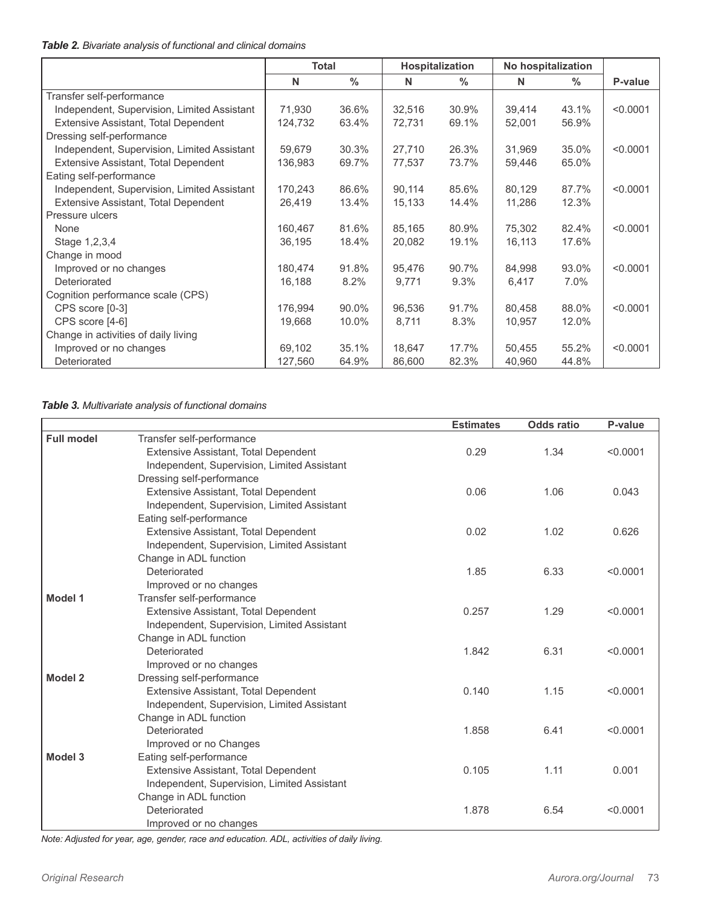***Table 2.** Bivariate analysis of functional and clinical domains*

| | Total | | Hospitalization | | No hospitalization | | |
|---|---|---|---|---|---|---|---|
| | N | % | N | % | N | % | P-value |
| Transfer self-performance | | | | | | | |
| Independent, Supervision, Limited Assistant | 71,930 | 36.6% | 32,516 | 30.9% | 39,414 | 43.1% | <0.0001 |
| Extensive Assistant, Total Dependent | 124,732 | 63.4% | 72,731 | 69.1% | 52,001 | 56.9% | |
| Dressing self-performance | | | | | | | |
| Independent, Supervision, Limited Assistant | 59,679 | 30.3% | 27,710 | 26.3% | 31,969 | 35.0% | <0.0001 |
| Extensive Assistant, Total Dependent | 136,983 | 69.7% | 77,537 | 73.7% | 59,446 | 65.0% | |
| Eating self-performance | | | | | | | |
| Independent, Supervision, Limited Assistant | 170,243 | 86.6% | 90,114 | 85.6% | 80,129 | 87.7% | <0.0001 |
| Extensive Assistant, Total Dependent | 26,419 | 13.4% | 15,133 | 14.4% | 11,286 | 12.3% | |
| Pressure ulcers | | | | | | | |
| None | 160,467 | 81.6% | 85,165 | 80.9% | 75,302 | 82.4% | <0.0001 |
| Stage 1,2,3,4 | 36,195 | 18.4% | 20,082 | 19.1% | 16,113 | 17.6% | |
| Change in mood | | | | | | | |
| Improved or no changes | 180,474 | 91.8% | 95,476 | 90.7% | 84,998 | 93.0% | <0.0001 |
| Deteriorated | 16,188 | 8.2% | 9,771 | 9.3% | 6,417 | 7.0% | |
| Cognition performance scale (CPS) | | | | | | | |
| CPS score [0-3] | 176,994 | 90.0% | 96,536 | 91.7% | 80,458 | 88.0% | <0.0001 |
| CPS score [4-6] | 19,668 | 10.0% | 8,711 | 8.3% | 10,957 | 12.0% | |
| Change in activities of daily living | | | | | | | |
| Improved or no changes | 69,102 | 35.1% | 18,647 | 17.7% | 50,455 | 55.2% | <0.0001 |
| Deteriorated | 127,560 | 64.9% | 86,600 | 82.3% | 40,960 | 44.8% | |

***Table 3.** Multivariate analysis of functional domains*

| | | Estimates | Odds ratio | P-value |
|---|---|---|---|---|
| **Full model** | Transfer self-performance | | | |
| | Extensive Assistant, Total Dependent | 0.29 | 1.34 | <0.0001 |
| | Independent, Supervision, Limited Assistant | | | |
| | Dressing self-performance | | | |
| | Extensive Assistant, Total Dependent | 0.06 | 1.06 | 0.043 |
| | Independent, Supervision, Limited Assistant | | | |
| | Eating self-performance | | | |
| | Extensive Assistant, Total Dependent | 0.02 | 1.02 | 0.626 |
| | Independent, Supervision, Limited Assistant | | | |
| | Change in ADL function | | | |
| | Deteriorated | 1.85 | 6.33 | <0.0001 |
| | Improved or no changes | | | |
| **Model 1** | Transfer self-performance | | | |
| | Extensive Assistant, Total Dependent | 0.257 | 1.29 | <0.0001 |
| | Independent, Supervision, Limited Assistant | | | |
| | Change in ADL function | | | |
| | Deteriorated | 1.842 | 6.31 | <0.0001 |
| | Improved or no changes | | | |
| **Model 2** | Dressing self-performance | | | |
| | Extensive Assistant, Total Dependent | 0.140 | 1.15 | <0.0001 |
| | Independent, Supervision, Limited Assistant | | | |
| | Change in ADL function | | | |
| | Deteriorated | 1.858 | 6.41 | <0.0001 |
| | Improved or no Changes | | | |
| **Model 3** | Eating self-performance | | | |
| | Extensive Assistant, Total Dependent | 0.105 | 1.11 | 0.001 |
| | Independent, Supervision, Limited Assistant | | | |
| | Change in ADL function | | | |
| | Deteriorated | 1.878 | 6.54 | <0.0001 |
| | Improved or no changes | | | |

*Note: Adjusted for year, age, gender, race and education. ADL, activities of daily living.*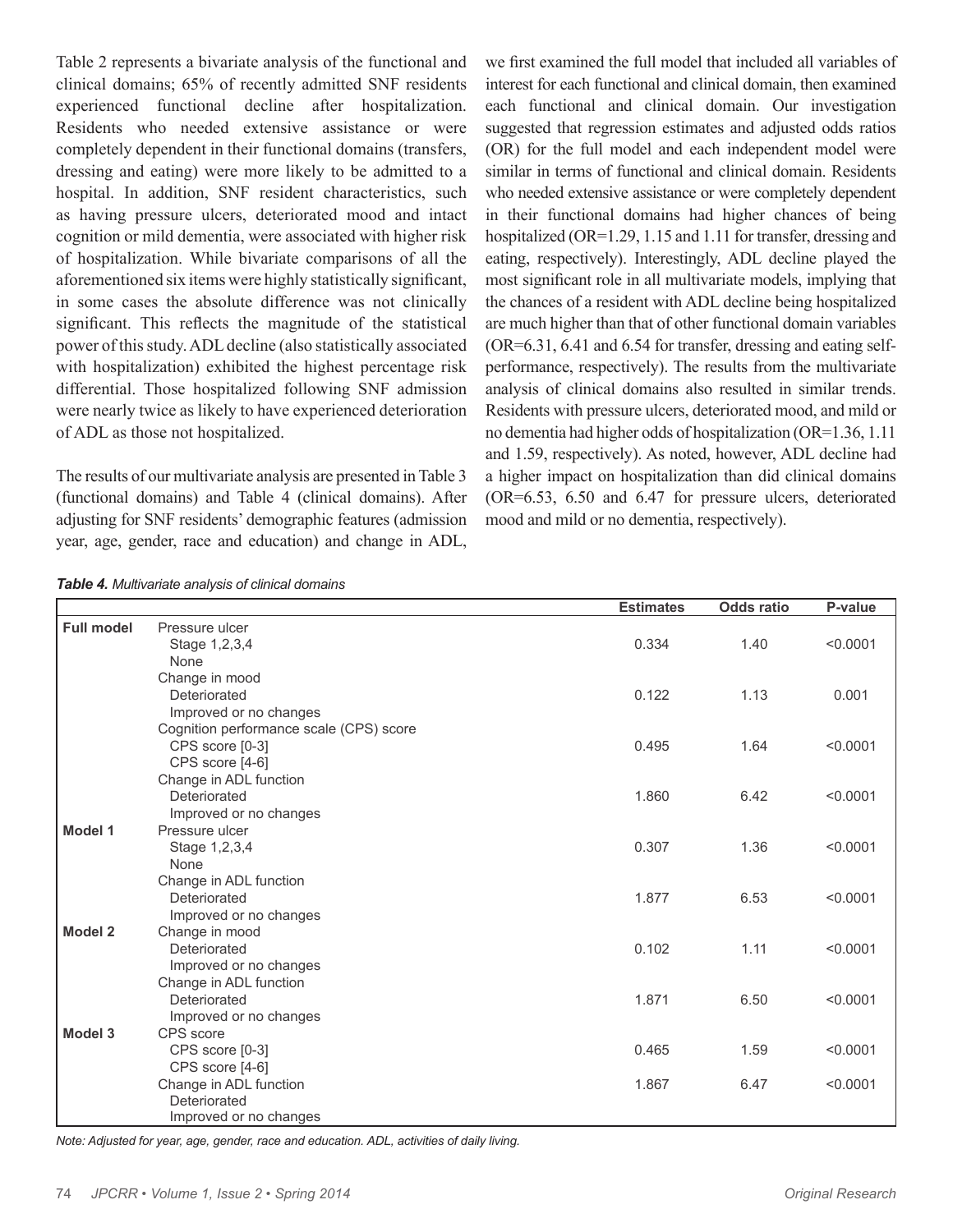Table 2 represents a bivariate analysis of the functional and clinical domains; 65% of recently admitted SNF residents experienced functional decline after hospitalization. Residents who needed extensive assistance or were completely dependent in their functional domains (transfers, dressing and eating) were more likely to be admitted to a hospital. In addition, SNF resident characteristics, such as having pressure ulcers, deteriorated mood and intact cognition or mild dementia, were associated with higher risk of hospitalization. While bivariate comparisons of all the aforementioned six items were highly statistically significant, in some cases the absolute difference was not clinically significant. This reflects the magnitude of the statistical power of this study. ADL decline (also statistically associated with hospitalization) exhibited the highest percentage risk differential. Those hospitalized following SNF admission were nearly twice as likely to have experienced deterioration of ADL as those not hospitalized.

The results of our multivariate analysis are presented in Table 3 (functional domains) and Table 4 (clinical domains). After adjusting for SNF residents' demographic features (admission year, age, gender, race and education) and change in ADL, we first examined the full model that included all variables of interest for each functional and clinical domain, then examined each functional and clinical domain. Our investigation suggested that regression estimates and adjusted odds ratios (OR) for the full model and each independent model were similar in terms of functional and clinical domain. Residents who needed extensive assistance or were completely dependent in their functional domains had higher chances of being hospitalized (OR=1.29, 1.15 and 1.11 for transfer, dressing and eating, respectively). Interestingly, ADL decline played the most significant role in all multivariate models, implying that the chances of a resident with ADL decline being hospitalized are much higher than that of other functional domain variables (OR=6.31, 6.41 and 6.54 for transfer, dressing and eating self-performance, respectively). The results from the multivariate analysis of clinical domains also resulted in similar trends. Residents with pressure ulcers, deteriorated mood, and mild or no dementia had higher odds of hospitalization (OR=1.36, 1.11 and 1.59, respectively). As noted, however, ADL decline had a higher impact on hospitalization than did clinical domains (OR=6.53, 6.50 and 6.47 for pressure ulcers, deteriorated mood and mild or no dementia, respectively).

***Table 4.*** *Multivariate analysis of clinical domains*

| | | Estimates | Odds ratio | P-value |
|---|---|---|---|---|
| **Full model** | Pressure ulcer | | | |
| | Stage 1,2,3,4 | 0.334 | 1.40 | <0.0001 |
| | None | | | |
| | Change in mood | | | |
| | Deteriorated | 0.122 | 1.13 | 0.001 |
| | Improved or no changes | | | |
| | Cognition performance scale (CPS) score | | | |
| | CPS score [0-3] | 0.495 | 1.64 | <0.0001 |
| | CPS score [4-6] | | | |
| | Change in ADL function | | | |
| | Deteriorated | 1.860 | 6.42 | <0.0001 |
| | Improved or no changes | | | |
| **Model 1** | Pressure ulcer | | | |
| | Stage 1,2,3,4 | 0.307 | 1.36 | <0.0001 |
| | None | | | |
| | Change in ADL function | | | |
| | Deteriorated | 1.877 | 6.53 | <0.0001 |
| | Improved or no changes | | | |
| **Model 2** | Change in mood | | | |
| | Deteriorated | 0.102 | 1.11 | <0.0001 |
| | Improved or no changes | | | |
| | Change in ADL function | | | |
| | Deteriorated | 1.871 | 6.50 | <0.0001 |
| | Improved or no changes | | | |
| **Model 3** | CPS score | | | |
| | CPS score [0-3] | 0.465 | 1.59 | <0.0001 |
| | CPS score [4-6] | | | |
| | Change in ADL function | 1.867 | 6.47 | <0.0001 |
| | Deteriorated | | | |
| | Improved or no changes | | | |

*Note: Adjusted for year, age, gender, race and education. ADL, activities of daily living.*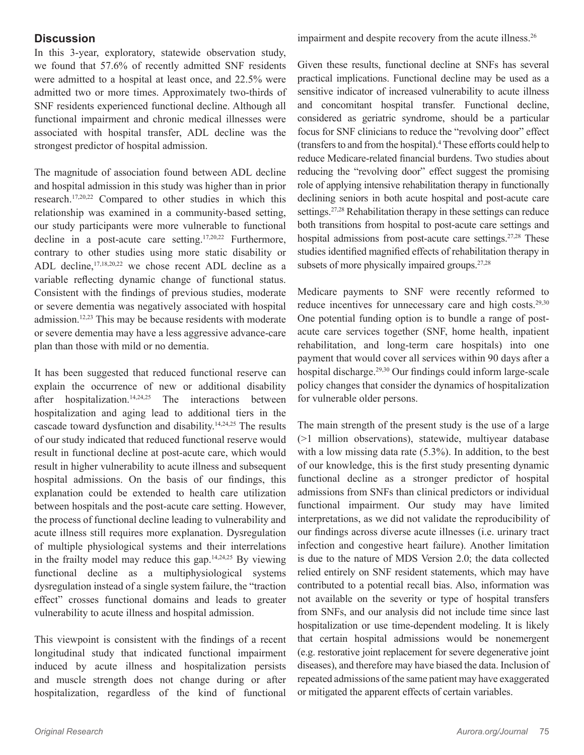## Discussion

In this 3-year, exploratory, statewide observation study, we found that 57.6% of recently admitted SNF residents were admitted to a hospital at least once, and 22.5% were admitted two or more times. Approximately two-thirds of SNF residents experienced functional decline. Although all functional impairment and chronic medical illnesses were associated with hospital transfer, ADL decline was the strongest predictor of hospital admission.

The magnitude of association found between ADL decline and hospital admission in this study was higher than in prior research.[17,20,22] Compared to other studies in which this relationship was examined in a community-based setting, our study participants were more vulnerable to functional decline in a post-acute care setting.[17,20,22] Furthermore, contrary to other studies using more static disability or ADL decline,[17,18,20,22] we chose recent ADL decline as a variable reflecting dynamic change of functional status. Consistent with the findings of previous studies, moderate or severe dementia was negatively associated with hospital admission.[12,23] This may be because residents with moderate or severe dementia may have a less aggressive advance-care plan than those with mild or no dementia.

It has been suggested that reduced functional reserve can explain the occurrence of new or additional disability after hospitalization.[14,24,25] The interactions between hospitalization and aging lead to additional tiers in the cascade toward dysfunction and disability.[14,24,25] The results of our study indicated that reduced functional reserve would result in functional decline at post-acute care, which would result in higher vulnerability to acute illness and subsequent hospital admissions. On the basis of our findings, this explanation could be extended to health care utilization between hospitals and the post-acute care setting. However, the process of functional decline leading to vulnerability and acute illness still requires more explanation. Dysregulation of multiple physiological systems and their interrelations in the frailty model may reduce this gap.[14,24,25] By viewing functional decline as a multiphysiological systems dysregulation instead of a single system failure, the "traction effect" crosses functional domains and leads to greater vulnerability to acute illness and hospital admission.

This viewpoint is consistent with the findings of a recent longitudinal study that indicated functional impairment induced by acute illness and hospitalization persists and muscle strength does not change during or after hospitalization, regardless of the kind of functional impairment and despite recovery from the acute illness.[26]

Given these results, functional decline at SNFs has several practical implications. Functional decline may be used as a sensitive indicator of increased vulnerability to acute illness and concomitant hospital transfer. Functional decline, considered as geriatric syndrome, should be a particular focus for SNF clinicians to reduce the "revolving door" effect (transfers to and from the hospital).[4] These efforts could help to reduce Medicare-related financial burdens. Two studies about reducing the "revolving door" effect suggest the promising role of applying intensive rehabilitation therapy in functionally declining seniors in both acute hospital and post-acute care settings.[27,28] Rehabilitation therapy in these settings can reduce both transitions from hospital to post-acute care settings and hospital admissions from post-acute care settings.[27,28] These studies identified magnified effects of rehabilitation therapy in subsets of more physically impaired groups.[27,28]

Medicare payments to SNF were recently reformed to reduce incentives for unnecessary care and high costs.[29,30] One potential funding option is to bundle a range of post-acute care services together (SNF, home health, inpatient rehabilitation, and long-term care hospitals) into one payment that would cover all services within 90 days after a hospital discharge.[29,30] Our findings could inform large-scale policy changes that consider the dynamics of hospitalization for vulnerable older persons.

The main strength of the present study is the use of a large (>1 million observations), statewide, multiyear database with a low missing data rate (5.3%). In addition, to the best of our knowledge, this is the first study presenting dynamic functional decline as a stronger predictor of hospital admissions from SNFs than clinical predictors or individual functional impairment. Our study may have limited interpretations, as we did not validate the reproducibility of our findings across diverse acute illnesses (i.e. urinary tract infection and congestive heart failure). Another limitation is due to the nature of MDS Version 2.0; the data collected relied entirely on SNF resident statements, which may have contributed to a potential recall bias. Also, information was not available on the severity or type of hospital transfers from SNFs, and our analysis did not include time since last hospitalization or use time-dependent modeling. It is likely that certain hospital admissions would be nonemergent (e.g. restorative joint replacement for severe degenerative joint diseases), and therefore may have biased the data. Inclusion of repeated admissions of the same patient may have exaggerated or mitigated the apparent effects of certain variables.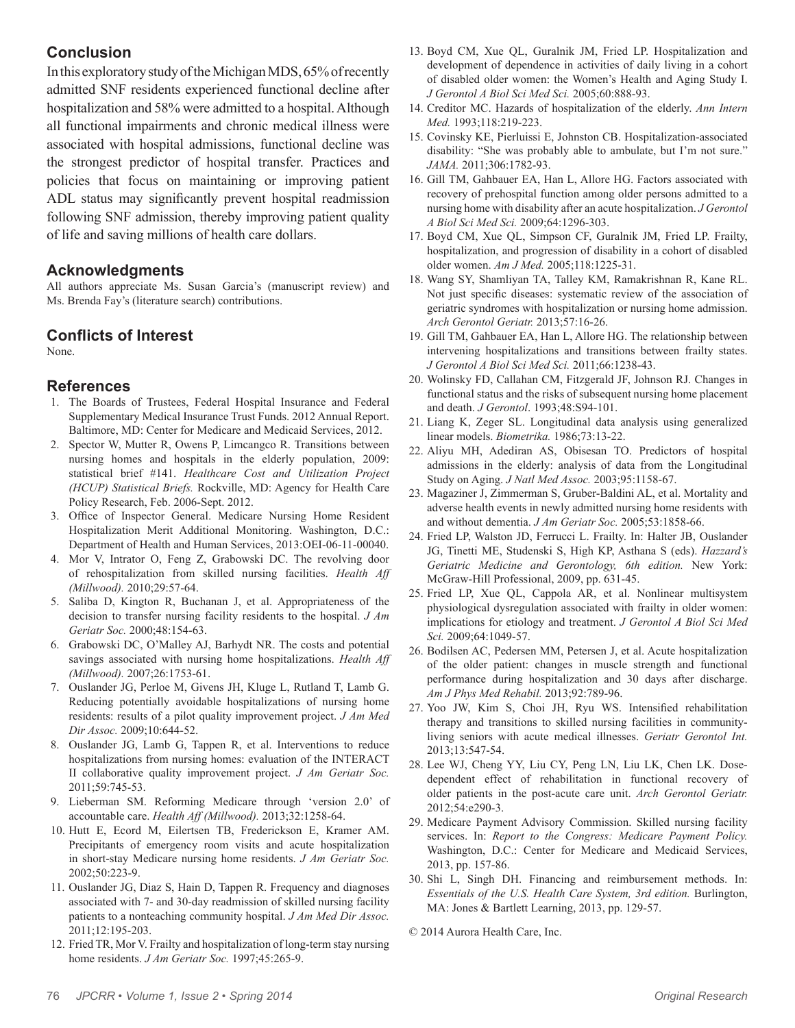## Conclusion

In this exploratory study of the Michigan MDS, 65% of recently admitted SNF residents experienced functional decline after hospitalization and 58% were admitted to a hospital. Although all functional impairments and chronic medical illness were associated with hospital admissions, functional decline was the strongest predictor of hospital transfer. Practices and policies that focus on maintaining or improving patient ADL status may significantly prevent hospital readmission following SNF admission, thereby improving patient quality of life and saving millions of health care dollars.

## Acknowledgments

All authors appreciate Ms. Susan Garcia's (manuscript review) and Ms. Brenda Fay's (literature search) contributions.

## Conflicts of Interest

None.

## References

1. The Boards of Trustees, Federal Hospital Insurance and Federal Supplementary Medical Insurance Trust Funds. 2012 Annual Report. Baltimore, MD: Center for Medicare and Medicaid Services, 2012.
2. Spector W, Mutter R, Owens P, Limcangco R. Transitions between nursing homes and hospitals in the elderly population, 2009: statistical brief #141. *Healthcare Cost and Utilization Project (HCUP) Statistical Briefs.* Rockville, MD: Agency for Health Care Policy Research, Feb. 2006-Sept. 2012.
3. Office of Inspector General. Medicare Nursing Home Resident Hospitalization Merit Additional Monitoring. Washington, D.C.: Department of Health and Human Services, 2013:OEI-06-11-00040.
4. Mor V, Intrator O, Feng Z, Grabowski DC. The revolving door of rehospitalization from skilled nursing facilities. *Health Aff (Millwood).* 2010;29:57-64.
5. Saliba D, Kington R, Buchanan J, et al. Appropriateness of the decision to transfer nursing facility residents to the hospital. *J Am Geriatr Soc.* 2000;48:154-63.
6. Grabowski DC, O'Malley AJ, Barhydt NR. The costs and potential savings associated with nursing home hospitalizations. *Health Aff (Millwood).* 2007;26:1753-61.
7. Ouslander JG, Perloe M, Givens JH, Kluge L, Rutland T, Lamb G. Reducing potentially avoidable hospitalizations of nursing home residents: results of a pilot quality improvement project. *J Am Med Dir Assoc.* 2009;10:644-52.
8. Ouslander JG, Lamb G, Tappen R, et al. Interventions to reduce hospitalizations from nursing homes: evaluation of the INTERACT II collaborative quality improvement project. *J Am Geriatr Soc.* 2011;59:745-53.
9. Lieberman SM. Reforming Medicare through 'version 2.0' of accountable care. *Health Aff (Millwood).* 2013;32:1258-64.
10. Hutt E, Ecord M, Eilertsen TB, Frederickson E, Kramer AM. Precipitants of emergency room visits and acute hospitalization in short-stay Medicare nursing home residents. *J Am Geriatr Soc.* 2002;50:223-9.
11. Ouslander JG, Diaz S, Hain D, Tappen R. Frequency and diagnoses associated with 7- and 30-day readmission of skilled nursing facility patients to a nonteaching community hospital. *J Am Med Dir Assoc.* 2011;12:195-203.
12. Fried TR, Mor V. Frailty and hospitalization of long-term stay nursing home residents. *J Am Geriatr Soc.* 1997;45:265-9.
13. Boyd CM, Xue QL, Guralnik JM, Fried LP. Hospitalization and development of dependence in activities of daily living in a cohort of disabled older women: the Women's Health and Aging Study I. *J Gerontol A Biol Sci Med Sci.* 2005;60:888-93.
14. Creditor MC. Hazards of hospitalization of the elderly. *Ann Intern Med.* 1993;118:219-223.
15. Covinsky KE, Pierluissi E, Johnston CB. Hospitalization-associated disability: "She was probably able to ambulate, but I'm not sure." *JAMA.* 2011;306:1782-93.
16. Gill TM, Gahbauer EA, Han L, Allore HG. Factors associated with recovery of prehospital function among older persons admitted to a nursing home with disability after an acute hospitalization. *J Gerontol A Biol Sci Med Sci.* 2009;64:1296-303.
17. Boyd CM, Xue QL, Simpson CF, Guralnik JM, Fried LP. Frailty, hospitalization, and progression of disability in a cohort of disabled older women. *Am J Med.* 2005;118:1225-31.
18. Wang SY, Shamliyan TA, Talley KM, Ramakrishnan R, Kane RL. Not just specific diseases: systematic review of the association of geriatric syndromes with hospitalization or nursing home admission. *Arch Gerontol Geriatr.* 2013;57:16-26.
19. Gill TM, Gahbauer EA, Han L, Allore HG. The relationship between intervening hospitalizations and transitions between frailty states. *J Gerontol A Biol Sci Med Sci.* 2011;66:1238-43.
20. Wolinsky FD, Callahan CM, Fitzgerald JF, Johnson RJ. Changes in functional status and the risks of subsequent nursing home placement and death. *J Gerontol*. 1993;48:S94-101.
21. Liang K, Zeger SL. Longitudinal data analysis using generalized linear models. *Biometrika.* 1986;73:13-22.
22. Aliyu MH, Adediran AS, Obisesan TO. Predictors of hospital admissions in the elderly: analysis of data from the Longitudinal Study on Aging. *J Natl Med Assoc.* 2003;95:1158-67.
23. Magaziner J, Zimmerman S, Gruber-Baldini AL, et al. Mortality and adverse health events in newly admitted nursing home residents with and without dementia. *J Am Geriatr Soc.* 2005;53:1858-66.
24. Fried LP, Walston JD, Ferrucci L. Frailty. In: Halter JB, Ouslander JG, Tinetti ME, Studenski S, High KP, Asthana S (eds). *Hazzard's Geriatric Medicine and Gerontology, 6th edition.* New York: McGraw-Hill Professional, 2009, pp. 631-45.
25. Fried LP, Xue QL, Cappola AR, et al. Nonlinear multisystem physiological dysregulation associated with frailty in older women: implications for etiology and treatment. *J Gerontol A Biol Sci Med Sci.* 2009;64:1049-57.
26. Bodilsen AC, Pedersen MM, Petersen J, et al. Acute hospitalization of the older patient: changes in muscle strength and functional performance during hospitalization and 30 days after discharge. *Am J Phys Med Rehabil.* 2013;92:789-96.
27. Yoo JW, Kim S, Choi JH, Ryu WS. Intensified rehabilitation therapy and transitions to skilled nursing facilities in community-living seniors with acute medical illnesses. *Geriatr Gerontol Int.* 2013;13:547-54.
28. Lee WJ, Cheng YY, Liu CY, Peng LN, Liu LK, Chen LK. Dose-dependent effect of rehabilitation in functional recovery of older patients in the post-acute care unit. *Arch Gerontol Geriatr.* 2012;54:e290-3.
29. Medicare Payment Advisory Commission. Skilled nursing facility services. In: *Report to the Congress: Medicare Payment Policy.* Washington, D.C.: Center for Medicare and Medicaid Services, 2013, pp. 157-86.
30. Shi L, Singh DH. Financing and reimbursement methods. In: *Essentials of the U.S. Health Care System, 3rd edition.* Burlington, MA: Jones & Bartlett Learning, 2013, pp. 129-57.

© 2014 Aurora Health Care, Inc.